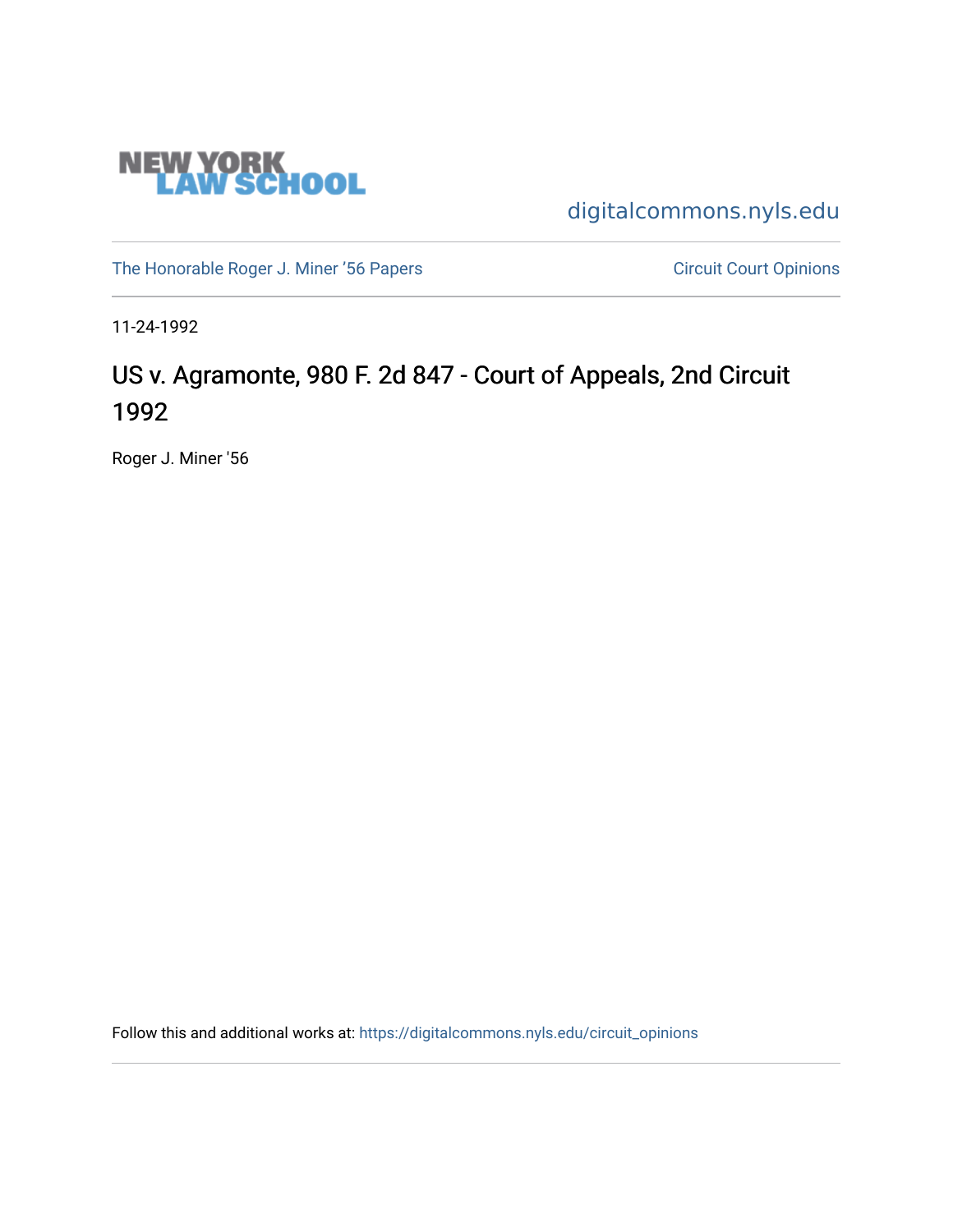NEW YORK LAW SCHOOL

digitalcommons.nyls.edu

The Honorable Roger J. Miner '56 Papers

Circuit Court Opinions

11-24-1992

# US v. Agramonte, 980 F. 2d 847 - Court of Appeals, 2nd Circuit 1992

Roger J. Miner '56

Follow this and additional works at: https://digitalcommons.nyls.edu/circuit_opinions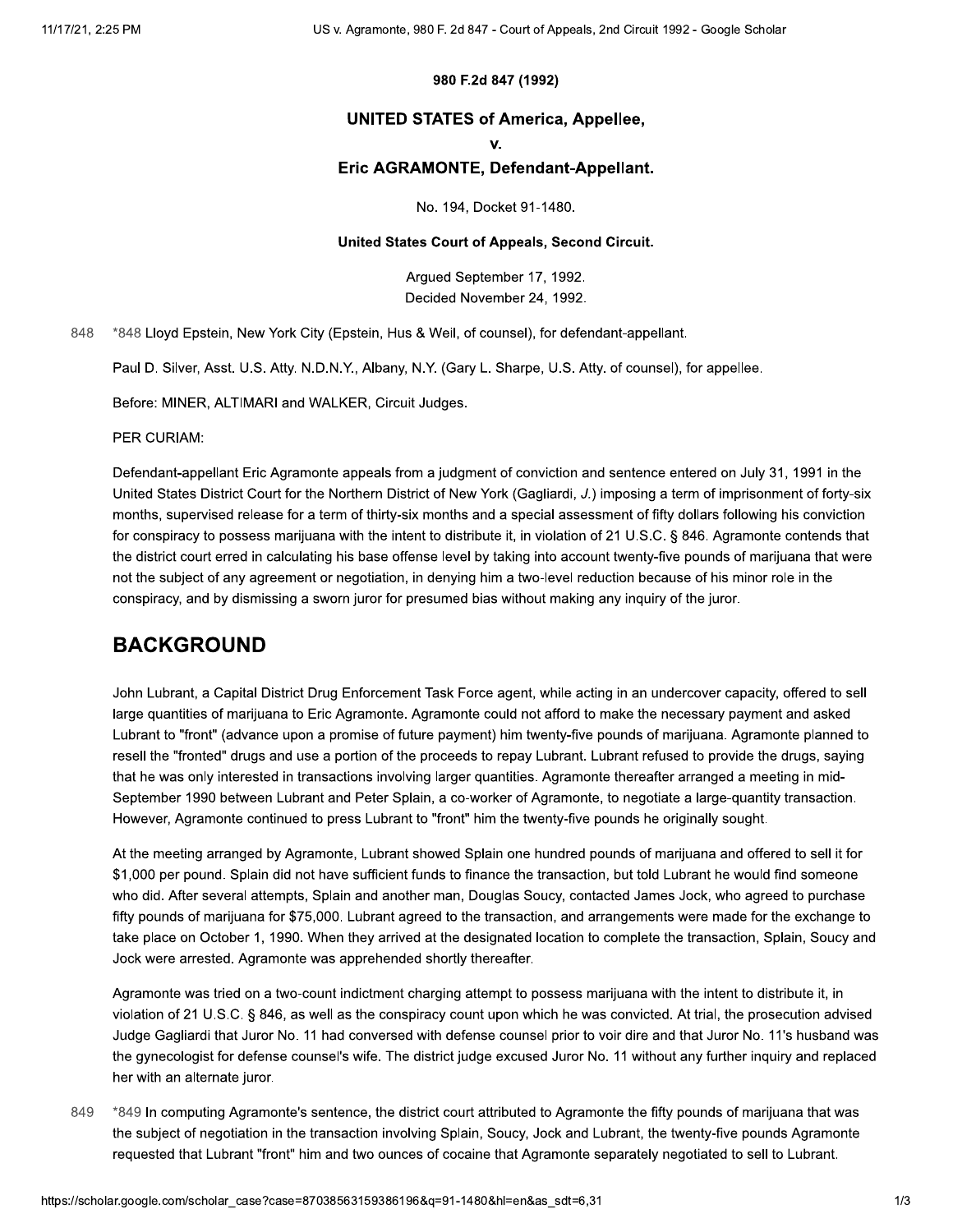**980 F.2d 847 (1992)**

## UNITED STATES of America, Appellee,

**v.**

## Eric AGRAMONTE, Defendant-Appellant.

No. 194, Docket 91-1480.

**United States Court of Appeals, Second Circuit.**

Argued September 17, 1992.
Decided November 24, 1992.

848 *848 Lloyd Epstein, New York City (Epstein, Hus & Weil, of counsel), for defendant-appellant.

Paul D. Silver, Asst. U.S. Atty. N.D.N.Y., Albany, N.Y. (Gary L. Sharpe, U.S. Atty. of counsel), for appellee.

Before: MINER, ALTIMARI and WALKER, Circuit Judges.

PER CURIAM:

Defendant-appellant Eric Agramonte appeals from a judgment of conviction and sentence entered on July 31, 1991 in the United States District Court for the Northern District of New York (Gagliardi, *J.*) imposing a term of imprisonment of forty-six months, supervised release for a term of thirty-six months and a special assessment of fifty dollars following his conviction for conspiracy to possess marijuana with the intent to distribute it, in violation of 21 U.S.C. § 846. Agramonte contends that the district court erred in calculating his base offense level by taking into account twenty-five pounds of marijuana that were not the subject of any agreement or negotiation, in denying him a two-level reduction because of his minor role in the conspiracy, and by dismissing a sworn juror for presumed bias without making any inquiry of the juror.

## BACKGROUND

John Lubrant, a Capital District Drug Enforcement Task Force agent, while acting in an undercover capacity, offered to sell large quantities of marijuana to Eric Agramonte. Agramonte could not afford to make the necessary payment and asked Lubrant to "front" (advance upon a promise of future payment) him twenty-five pounds of marijuana. Agramonte planned to resell the "fronted" drugs and use a portion of the proceeds to repay Lubrant. Lubrant refused to provide the drugs, saying that he was only interested in transactions involving larger quantities. Agramonte thereafter arranged a meeting in mid-September 1990 between Lubrant and Peter Splain, a co-worker of Agramonte, to negotiate a large-quantity transaction. However, Agramonte continued to press Lubrant to "front" him the twenty-five pounds he originally sought.

At the meeting arranged by Agramonte, Lubrant showed Splain one hundred pounds of marijuana and offered to sell it for $1,000 per pound. Splain did not have sufficient funds to finance the transaction, but told Lubrant he would find someone who did. After several attempts, Splain and another man, Douglas Soucy, contacted James Jock, who agreed to purchase fifty pounds of marijuana for $75,000. Lubrant agreed to the transaction, and arrangements were made for the exchange to take place on October 1, 1990. When they arrived at the designated location to complete the transaction, Splain, Soucy and Jock were arrested. Agramonte was apprehended shortly thereafter.

Agramonte was tried on a two-count indictment charging attempt to possess marijuana with the intent to distribute it, in violation of 21 U.S.C. § 846, as well as the conspiracy count upon which he was convicted. At trial, the prosecution advised Judge Gagliardi that Juror No. 11 had conversed with defense counsel prior to voir dire and that Juror No. 11's husband was the gynecologist for defense counsel's wife. The district judge excused Juror No. 11 without any further inquiry and replaced her with an alternate juror.

849 *849 In computing Agramonte's sentence, the district court attributed to Agramonte the fifty pounds of marijuana that was the subject of negotiation in the transaction involving Splain, Soucy, Jock and Lubrant, the twenty-five pounds Agramonte requested that Lubrant "front" him and two ounces of cocaine that Agramonte separately negotiated to sell to Lubrant.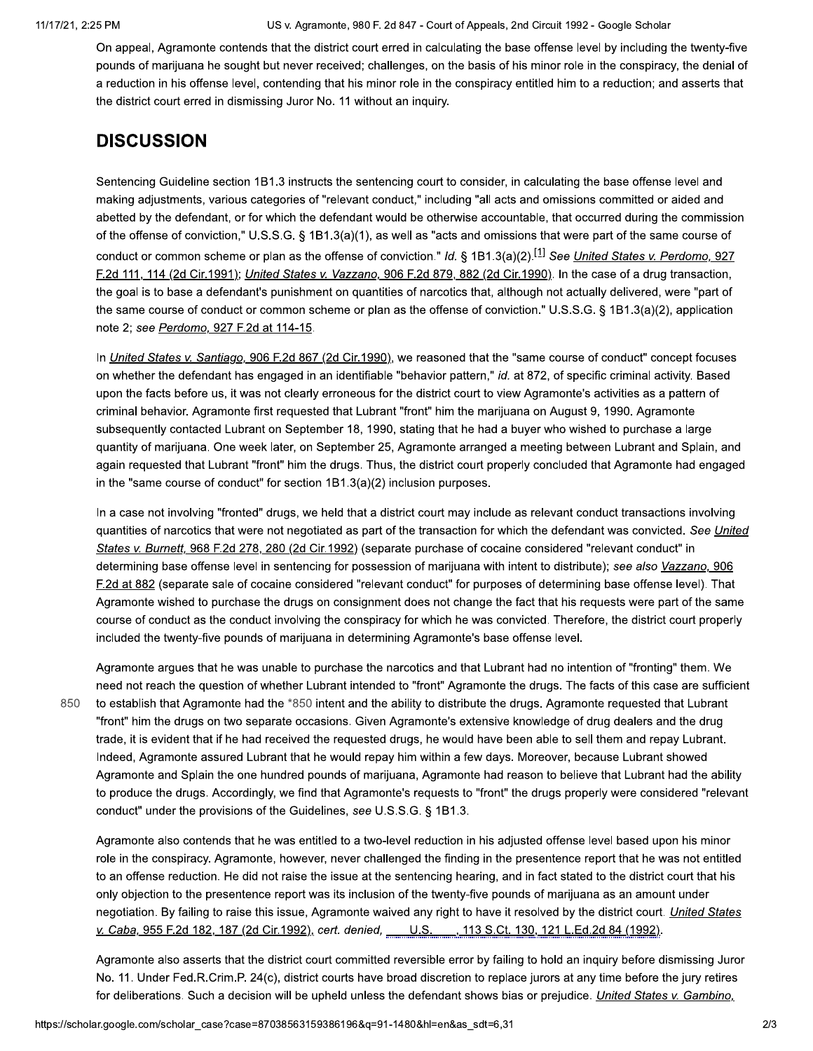On appeal, Agramonte contends that the district court erred in calculating the base offense level by including the twenty-five pounds of marijuana he sought but never received; challenges, on the basis of his minor role in the conspiracy, the denial of a reduction in his offense level, contending that his minor role in the conspiracy entitled him to a reduction; and asserts that the district court erred in dismissing Juror No. 11 without an inquiry.

## DISCUSSION

Sentencing Guideline section 1B1.3 instructs the sentencing court to consider, in calculating the base offense level and making adjustments, various categories of "relevant conduct," including "all acts and omissions committed or aided and abetted by the defendant, or for which the defendant would be otherwise accountable, that occurred during the commission of the offense of conviction," U.S.S.G. § 1B1.3(a)(1), as well as "acts and omissions that were part of the same course of conduct or common scheme or plan as the offense of conviction." *Id.* § 1B1.3(a)(2).[1] *See United States v. Perdomo,* 927 F.2d 111, 114 (2d Cir.1991); *United States v. Vazzano,* 906 F.2d 879, 882 (2d Cir.1990). In the case of a drug transaction, the goal is to base a defendant's punishment on quantities of narcotics that, although not actually delivered, were "part of the same course of conduct or common scheme or plan as the offense of conviction." U.S.S.G. § 1B1.3(a)(2), application note 2; *see Perdomo,* 927 F.2d at 114-15.

In *United States v. Santiago,* 906 F.2d 867 (2d Cir.1990), we reasoned that the "same course of conduct" concept focuses on whether the defendant has engaged in an identifiable "behavior pattern," *id.* at 872, of specific criminal activity. Based upon the facts before us, it was not clearly erroneous for the district court to view Agramonte's activities as a pattern of criminal behavior. Agramonte first requested that Lubrant "front" him the marijuana on August 9, 1990. Agramonte subsequently contacted Lubrant on September 18, 1990, stating that he had a buyer who wished to purchase a large quantity of marijuana. One week later, on September 25, Agramonte arranged a meeting between Lubrant and Splain, and again requested that Lubrant "front" him the drugs. Thus, the district court properly concluded that Agramonte had engaged in the "same course of conduct" for section 1B1.3(a)(2) inclusion purposes.

In a case not involving "fronted" drugs, we held that a district court may include as relevant conduct transactions involving quantities of narcotics that were not negotiated as part of the transaction for which the defendant was convicted. *See United States v. Burnett,* 968 F.2d 278, 280 (2d Cir.1992) (separate purchase of cocaine considered "relevant conduct" in determining base offense level in sentencing for possession of marijuana with intent to distribute); *see also Vazzano,* 906 F.2d at 882 (separate sale of cocaine considered "relevant conduct" for purposes of determining base offense level). That Agramonte wished to purchase the drugs on consignment does not change the fact that his requests were part of the same course of conduct as the conduct involving the conspiracy for which he was convicted. Therefore, the district court properly included the twenty-five pounds of marijuana in determining Agramonte's base offense level.

Agramonte argues that he was unable to purchase the narcotics and that Lubrant had no intention of "fronting" them. We need not reach the question of whether Lubrant intended to "front" Agramonte the drugs. The facts of this case are sufficient to establish that Agramonte had the *850 intent and the ability to distribute the drugs. Agramonte requested that Lubrant "front" him the drugs on two separate occasions. Given Agramonte's extensive knowledge of drug dealers and the drug trade, it is evident that if he had received the requested drugs, he would have been able to sell them and repay Lubrant. Indeed, Agramonte assured Lubrant that he would repay him within a few days. Moreover, because Lubrant showed Agramonte and Splain the one hundred pounds of marijuana, Agramonte had reason to believe that Lubrant had the ability to produce the drugs. Accordingly, we find that Agramonte's requests to "front" the drugs properly were considered "relevant conduct" under the provisions of the Guidelines, *see* U.S.S.G. § 1B1.3.

Agramonte also contends that he was entitled to a two-level reduction in his adjusted offense level based upon his minor role in the conspiracy. Agramonte, however, never challenged the finding in the presentence report that he was not entitled to an offense reduction. He did not raise the issue at the sentencing hearing, and in fact stated to the district court that his only objection to the presentence report was its inclusion of the twenty-five pounds of marijuana as an amount under negotiation. By failing to raise this issue, Agramonte waived any right to have it resolved by the district court. *United States v. Caba,* 955 F.2d 182, 187 (2d Cir.1992), *cert. denied,* ___ U.S. ___, 113 S.Ct. 130, 121 L.Ed.2d 84 (1992).

Agramonte also asserts that the district court committed reversible error by failing to hold an inquiry before dismissing Juror No. 11. Under Fed.R.Crim.P. 24(c), district courts have broad discretion to replace jurors at any time before the jury retires for deliberations. Such a decision will be upheld unless the defendant shows bias or prejudice. *United States v. Gambino,*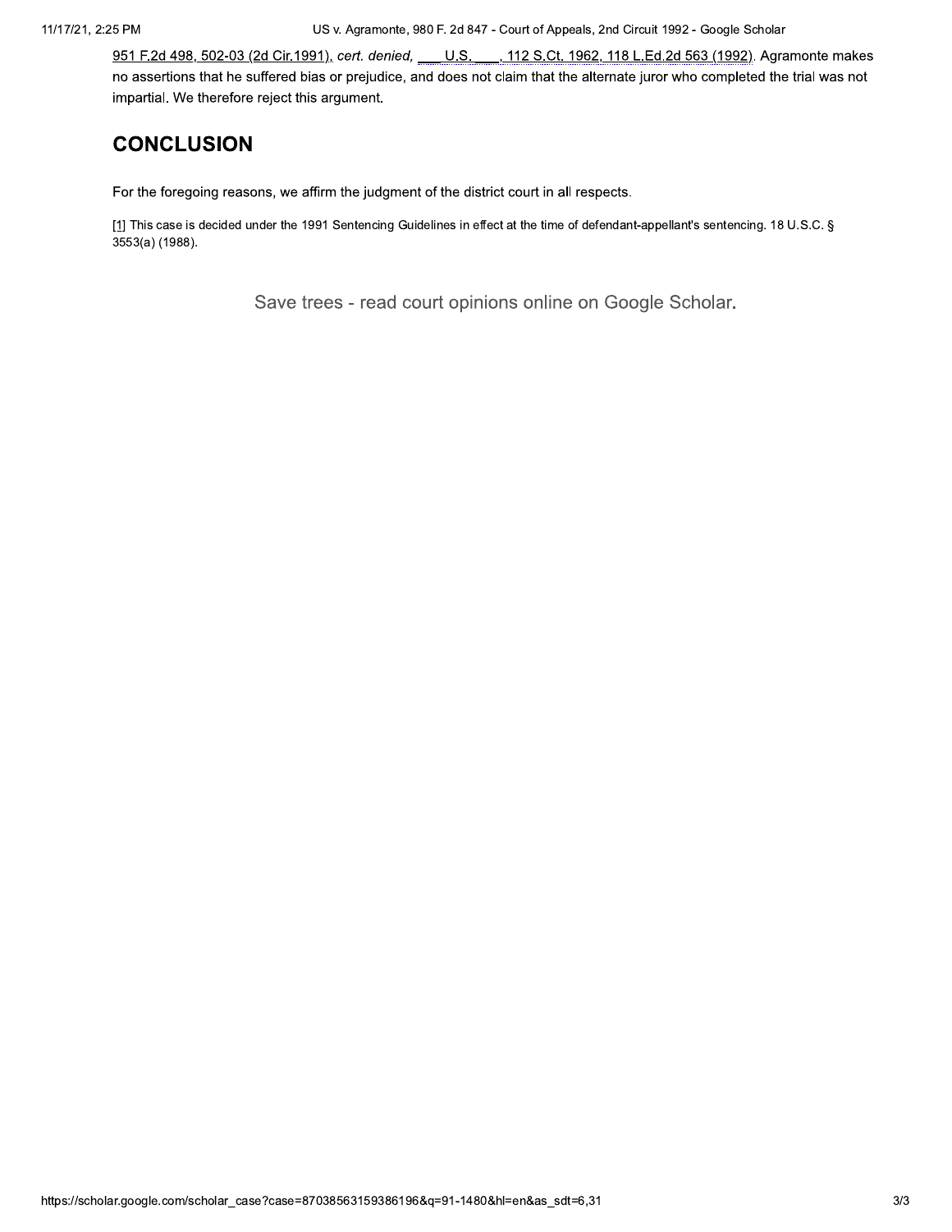951 F.2d 498, 502-03 (2d Cir.1991), *cert. denied,* ___ U.S. ___, 112 S.Ct. 1962, 118 L.Ed.2d 563 (1992). Agramonte makes no assertions that he suffered bias or prejudice, and does not claim that the alternate juror who completed the trial was not impartial. We therefore reject this argument.

## CONCLUSION

For the foregoing reasons, we affirm the judgment of the district court in all respects.

[1] This case is decided under the 1991 Sentencing Guidelines in effect at the time of defendant-appellant's sentencing. 18 U.S.C. § 3553(a) (1988).